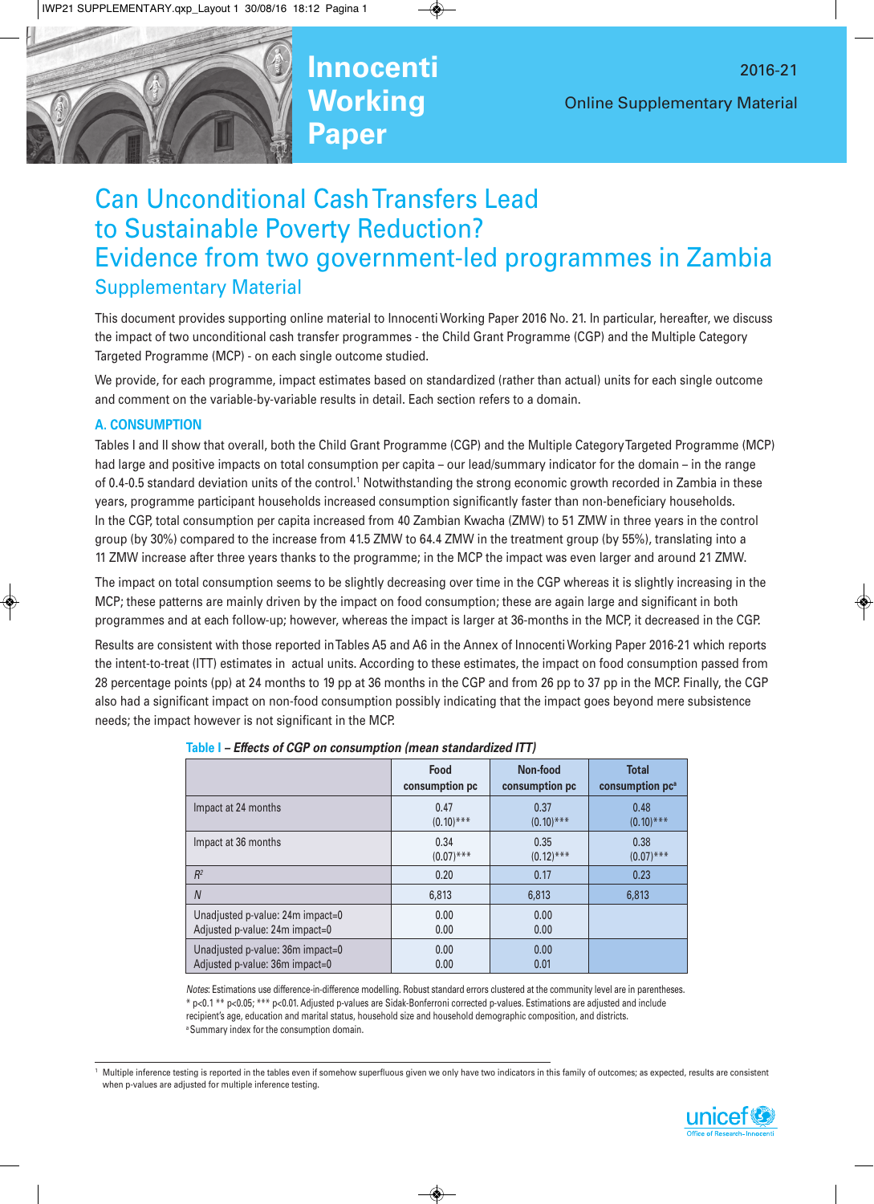# Innocenti Working Paper

2016-21

Online Supplementary Material

# Can Unconditional Cash Transfers Lead to Sustainable Poverty Reduction? Evidence from two government-led programmes in Zambia

## Supplementary Material

This document provides supporting online material to Innocenti Working Paper 2016 No. 21. In particular, hereafter, we discuss the impact of two unconditional cash transfer programmes - the Child Grant Programme (CGP) and the Multiple Category Targeted Programme (MCP) - on each single outcome studied.

We provide, for each programme, impact estimates based on standardized (rather than actual) units for each single outcome and comment on the variable-by-variable results in detail. Each section refers to a domain.

### A. CONSUMPTION

Tables I and II show that overall, both the Child Grant Programme (CGP) and the Multiple Category Targeted Programme (MCP) had large and positive impacts on total consumption per capita – our lead/summary indicator for the domain – in the range of 0.4-0.5 standard deviation units of the control.[1] Notwithstanding the strong economic growth recorded in Zambia in these years, programme participant households increased consumption significantly faster than non-beneficiary households. In the CGP, total consumption per capita increased from 40 Zambian Kwacha (ZMW) to 51 ZMW in three years in the control group (by 30%) compared to the increase from 41.5 ZMW to 64.4 ZMW in the treatment group (by 55%), translating into a 11 ZMW increase after three years thanks to the programme; in the MCP the impact was even larger and around 21 ZMW.

The impact on total consumption seems to be slightly decreasing over time in the CGP whereas it is slightly increasing in the MCP; these patterns are mainly driven by the impact on food consumption; these are again large and significant in both programmes and at each follow-up; however, whereas the impact is larger at 36-months in the MCP, it decreased in the CGP.

Results are consistent with those reported in Tables A5 and A6 in the Annex of Innocenti Working Paper 2016-21 which reports the intent-to-treat (ITT) estimates in actual units. According to these estimates, the impact on food consumption passed from 28 percentage points (pp) at 24 months to 19 pp at 36 months in the CGP and from 26 pp to 37 pp in the MCP. Finally, the CGP also had a significant impact on non-food consumption possibly indicating that the impact goes beyond mere subsistence needs; the impact however is not significant in the MCP.

**Table I – *Effects of CGP on consumption (mean standardized ITT)***

| | Food consumption pc | Non-food consumption pc | Total consumption pc[a] |
|---|---|---|---|
| Impact at 24 months | 0.47<br>(0.10)*** | 0.37<br>(0.10)*** | 0.48<br>(0.10)*** |
| Impact at 36 months | 0.34<br>(0.07)*** | 0.35<br>(0.12)*** | 0.38<br>(0.07)*** |
| $R^2$ | 0.20 | 0.17 | 0.23 |
| *N* | 6,813 | 6,813 | 6,813 |
| Unadjusted p-value: 24m impact=0<br>Adjusted p-value: 24m impact=0 | 0.00<br>0.00 | 0.00<br>0.00 | |
| Unadjusted p-value: 36m impact=0<br>Adjusted p-value: 36m impact=0 | 0.00<br>0.00 | 0.00<br>0.01 | |

*Notes*: Estimations use difference-in-difference modelling. Robust standard errors clustered at the community level are in parentheses. * p<0.1 ** p<0.05; *** p<0.01. Adjusted p-values are Sidak-Bonferroni corrected p-values. Estimations are adjusted and include recipient's age, education and marital status, household size and household demographic composition, and districts.
[a] Summary index for the consumption domain.

[1] Multiple inference testing is reported in the tables even if somehow superfluous given we only have two indicators in this family of outcomes; as expected, results are consistent when p-values are adjusted for multiple inference testing.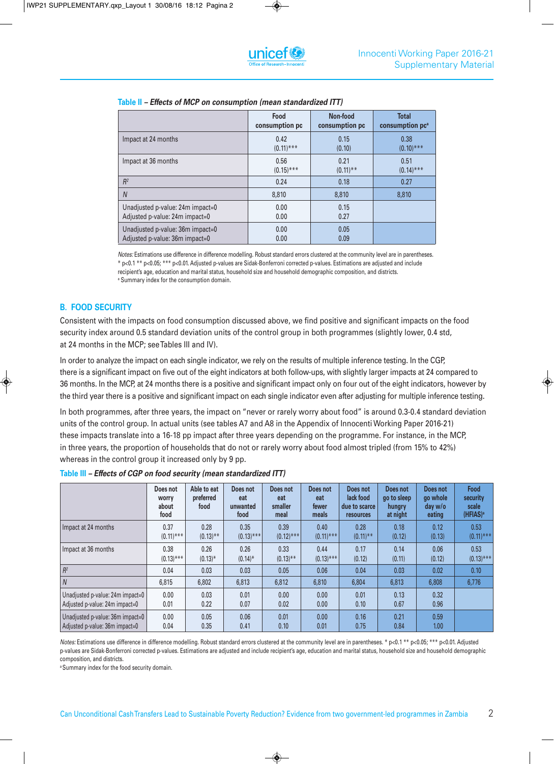**Table II** – ***Effects of MCP on consumption (mean standardized ITT)***

| | Food consumption pc | Non-food consumption pc | Total consumption pc[a] |
|---|---|---|---|
| Impact at 24 months | 0.42 (0.11)*** | 0.15 (0.10) | 0.38 (0.10)*** |
| Impact at 36 months | 0.56 (0.15)*** | 0.21 (0.11)** | 0.51 (0.14)*** |
| $R^2$ | 0.24 | 0.18 | 0.27 |
| $N$ | 8,810 | 8,810 | 8,810 |
| Unadjusted p-value: 24m impact=0<br>Adjusted p-value: 24m impact=0 | 0.00<br>0.00 | 0.15<br>0.27 | |
| Unadjusted p-value: 36m impact=0<br>Adjusted p-value: 36m impact=0 | 0.00<br>0.00 | 0.05<br>0.09 | |

*Notes:* Estimations use difference in difference modelling. Robust standard errors clustered at the community level are in parentheses. * p<0.1 ** p<0.05; *** p<0.01. Adjusted p-values are Sidak-Bonferroni corrected p-values. Estimations are adjusted and include recipient's age, education and marital status, household size and household demographic composition, and districts.
[a] Summary index for the consumption domain.

## B. FOOD SECURITY

Consistent with the impacts on food consumption discussed above, we find positive and significant impacts on the food security index around 0.5 standard deviation units of the control group in both programmes (slightly lower, 0.4 std, at 24 months in the MCP; see Tables III and IV).

In order to analyze the impact on each single indicator, we rely on the results of multiple inference testing. In the CGP, there is a significant impact on five out of the eight indicators at both follow-ups, with slightly larger impacts at 24 compared to 36 months. In the MCP, at 24 months there is a positive and significant impact only on four out of the eight indicators, however by the third year there is a positive and significant impact on each single indicator even after adjusting for multiple inference testing.

In both programmes, after three years, the impact on "never or rarely worry about food" is around 0.3-0.4 standard deviation units of the control group. In actual units (see tables A7 and A8 in the Appendix of Innocenti Working Paper 2016-21) these impacts translate into a 16-18 pp impact after three years depending on the programme. For instance, in the MCP, in three years, the proportion of households that do not or rarely worry about food almost tripled (from 15% to 42%) whereas in the control group it increased only by 9 pp.

**Table III** – ***Effects of CGP on food security (mean standardized ITT)***

| | Does not worry about food | Able to eat preferred food | Does not eat unwanted food | Does not eat smaller meal | Does not eat fewer meals | Does not lack food due to scarce resources | Does not go to sleep hungry at night | Does not go whole day w/o eating | Food security scale (HFIAS)[a] |
|---|---|---|---|---|---|---|---|---|---|
| Impact at 24 months | 0.37 (0.11)*** | 0.28 (0.13)** | 0.35 (0.13)*** | 0.39 (0.12)*** | 0.40 (0.11)*** | 0.28 (0.11)** | 0.18 (0.12) | 0.12 (0.13) | 0.53 (0.11)*** |
| Impact at 36 months | 0.38 (0.13)*** | 0.26 (0.13)* | 0.26 (0.14)* | 0.33 (0.13)** | 0.44 (0.13)*** | 0.17 (0.12) | 0.14 (0.11) | 0.06 (0.12) | 0.53 (0.13)*** |
| $R^2$ | 0.04 | 0.03 | 0.03 | 0.05 | 0.06 | 0.04 | 0.03 | 0.02 | 0.10 |
| $N$ | 6,815 | 6,802 | 6,813 | 6,812 | 6,810 | 6,804 | 6,813 | 6,808 | 6,776 |
| Unadjusted p-value: 24m impact=0<br>Adjusted p-value: 24m impact=0 | 0.00<br>0.01 | 0.03<br>0.22 | 0.01<br>0.07 | 0.00<br>0.02 | 0.00<br>0.00 | 0.01<br>0.10 | 0.13<br>0.67 | 0.32<br>0.96 | |
| Unadjusted p-value: 36m impact=0<br>Adjusted p-value: 36m impact=0 | 0.00<br>0.04 | 0.05<br>0.35 | 0.06<br>0.41 | 0.01<br>0.10 | 0.00<br>0.01 | 0.16<br>0.75 | 0.21<br>0.84 | 0.59<br>1.00 | |

*Notes:* Estimations use difference in difference modelling. Robust standard errors clustered at the community level are in parentheses. * p<0.1 ** p<0.05; *** p<0.01. Adjusted p-values are Sidak-Bonferroni corrected p-values. Estimations are adjusted and include recipient's age, education and marital status, household size and household demographic composition, and districts.
[a] Summary index for the food security domain.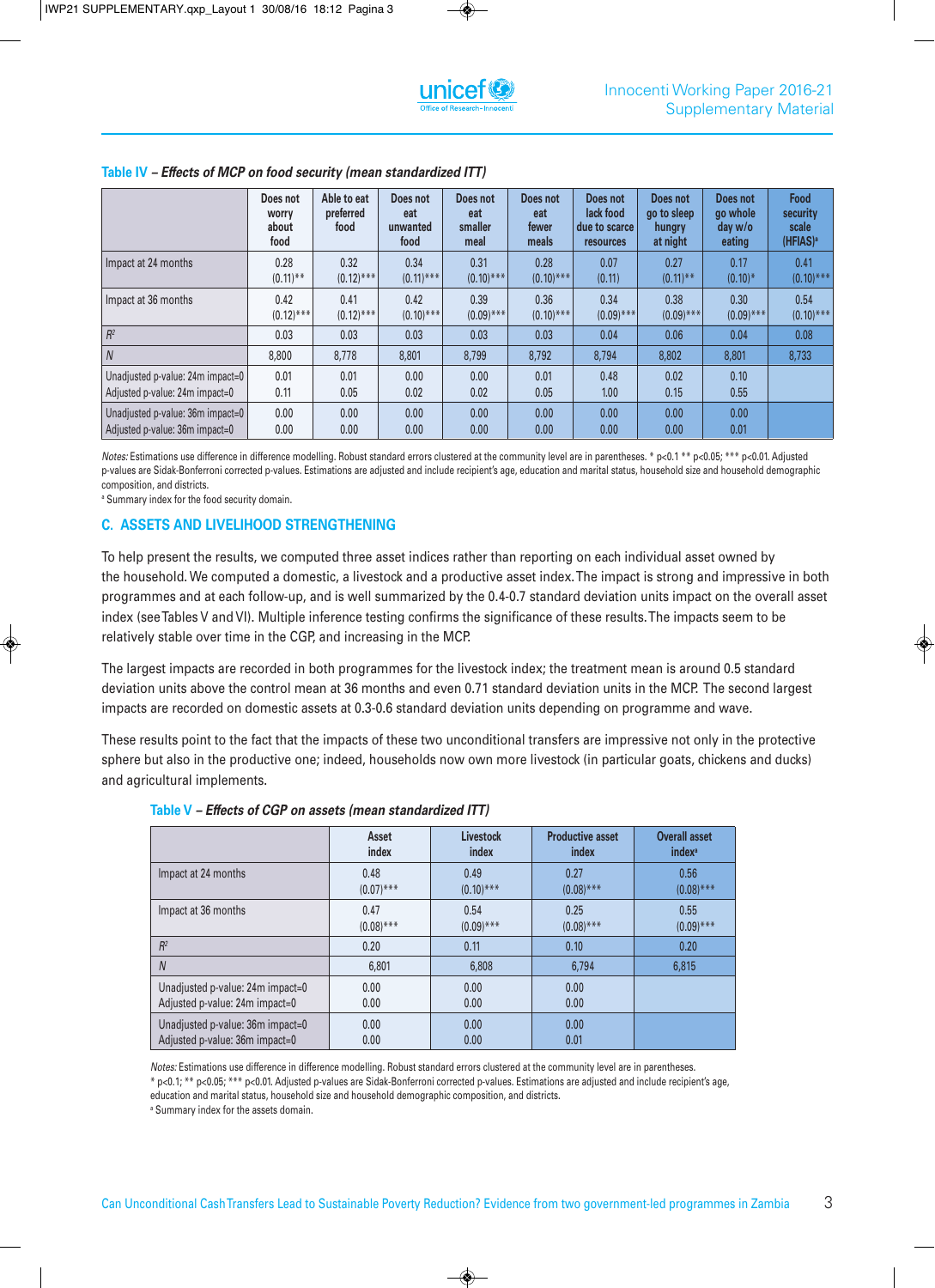**Table IV** – ***Effects of MCP on food security (mean standardized ITT)***

| | Does not worry about food | Able to eat preferred food | Does not eat unwanted food | Does not eat smaller meal | Does not eat fewer meals | Does not lack food due to scarce resources | Does not go to sleep hungry at night | Does not go whole day w/o eating | Food security scale (HFIAS)[a] |
|---|---|---|---|---|---|---|---|---|---|
| Impact at 24 months | 0.28 (0.11)** | 0.32 (0.12)*** | 0.34 (0.11)*** | 0.31 (0.10)*** | 0.28 (0.10)*** | 0.07 (0.11) | 0.27 (0.11)** | 0.17 (0.10)* | 0.41 (0.10)*** |
| Impact at 36 months | 0.42 (0.12)*** | 0.41 (0.12)*** | 0.42 (0.10)*** | 0.39 (0.09)*** | 0.36 (0.10)*** | 0.34 (0.09)*** | 0.38 (0.09)*** | 0.30 (0.09)*** | 0.54 (0.10)*** |
| $R^2$ | 0.03 | 0.03 | 0.03 | 0.03 | 0.03 | 0.04 | 0.06 | 0.04 | 0.08 |
| $N$ | 8,800 | 8,778 | 8,801 | 8,799 | 8,792 | 8,794 | 8,802 | 8,801 | 8,733 |
| Unadjusted p-value: 24m impact=0 | 0.01 | 0.01 | 0.00 | 0.00 | 0.01 | 0.48 | 0.02 | 0.10 | |
| Adjusted p-value: 24m impact=0 | 0.11 | 0.05 | 0.02 | 0.02 | 0.05 | 1.00 | 0.15 | 0.55 | |
| Unadjusted p-value: 36m impact=0 | 0.00 | 0.00 | 0.00 | 0.00 | 0.00 | 0.00 | 0.00 | 0.00 | |
| Adjusted p-value: 36m impact=0 | 0.00 | 0.00 | 0.00 | 0.00 | 0.00 | 0.00 | 0.00 | 0.01 | |

*Notes:* Estimations use difference in difference modelling. Robust standard errors clustered at the community level are in parentheses. * p<0.1 ** p<0.05; *** p<0.01. Adjusted p-values are Sidak-Bonferroni corrected p-values. Estimations are adjusted and include recipient's age, education and marital status, household size and household demographic composition, and districts.

[a] Summary index for the food security domain.

## C. ASSETS AND LIVELIHOOD STRENGTHENING

To help present the results, we computed three asset indices rather than reporting on each individual asset owned by the household. We computed a domestic, a livestock and a productive asset index. The impact is strong and impressive in both programmes and at each follow-up, and is well summarized by the 0.4-0.7 standard deviation units impact on the overall asset index (see Tables V and VI). Multiple inference testing confirms the significance of these results. The impacts seem to be relatively stable over time in the CGP, and increasing in the MCP.

The largest impacts are recorded in both programmes for the livestock index; the treatment mean is around 0.5 standard deviation units above the control mean at 36 months and even 0.71 standard deviation units in the MCP. The second largest impacts are recorded on domestic assets at 0.3-0.6 standard deviation units depending on programme and wave.

These results point to the fact that the impacts of these two unconditional transfers are impressive not only in the protective sphere but also in the productive one; indeed, households now own more livestock (in particular goats, chickens and ducks) and agricultural implements.

**Table V** – ***Effects of CGP on assets (mean standardized ITT)***

| | Asset index | Livestock index | Productive asset index | Overall asset index[a] |
|---|---|---|---|---|
| Impact at 24 months | 0.48 (0.07)*** | 0.49 (0.10)*** | 0.27 (0.08)*** | 0.56 (0.08)*** |
| Impact at 36 months | 0.47 (0.08)*** | 0.54 (0.09)*** | 0.25 (0.08)*** | 0.55 (0.09)*** |
| $R^2$ | 0.20 | 0.11 | 0.10 | 0.20 |
| $N$ | 6,801 | 6,808 | 6,794 | 6,815 |
| Unadjusted p-value: 24m impact=0 | 0.00 | 0.00 | 0.00 | |
| Adjusted p-value: 24m impact=0 | 0.00 | 0.00 | 0.00 | |
| Unadjusted p-value: 36m impact=0 | 0.00 | 0.00 | 0.00 | |
| Adjusted p-value: 36m impact=0 | 0.00 | 0.00 | 0.01 | |

*Notes:* Estimations use difference in difference modelling. Robust standard errors clustered at the community level are in parentheses.
* p<0.1; ** p<0.05; *** p<0.01. Adjusted p-values are Sidak-Bonferroni corrected p-values. Estimations are adjusted and include recipient's age, education and marital status, household size and household demographic composition, and districts.

[a] Summary index for the assets domain.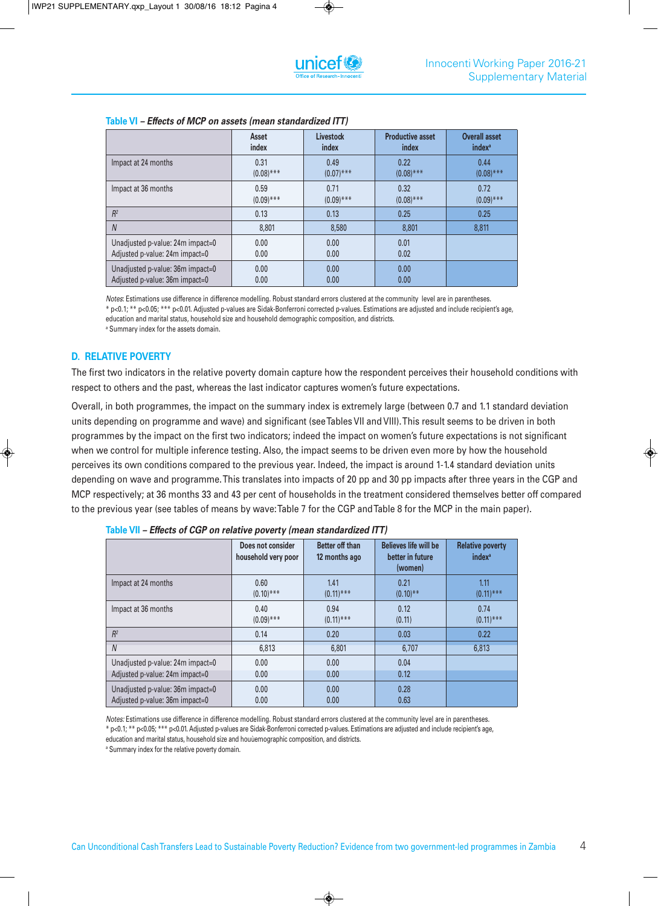**Table VI** – ***Effects of MCP on assets (mean standardized ITT)***

| | Asset index | Livestock index | Productive asset index | Overall asset index[a] |
|---|---|---|---|---|
| Impact at 24 months | 0.31<br>(0.08)*** | 0.49<br>(0.07)*** | 0.22<br>(0.08)*** | 0.44<br>(0.08)*** |
| Impact at 36 months | 0.59<br>(0.09)*** | 0.71<br>(0.09)*** | 0.32<br>(0.08)*** | 0.72<br>(0.09)*** |
| $R^2$ | 0.13 | 0.13 | 0.25 | 0.25 |
| *N* | 8,801 | 8,580 | 8,801 | 8,811 |
| Unadjusted p-value: 24m impact=0<br>Adjusted p-value: 24m impact=0 | 0.00<br>0.00 | 0.00<br>0.00 | 0.01<br>0.02 | |
| Unadjusted p-value: 36m impact=0<br>Adjusted p-value: 36m impact=0 | 0.00<br>0.00 | 0.00<br>0.00 | 0.00<br>0.00 | |

*Notes*: Estimations use difference in difference modelling. Robust standard errors clustered at the community level are in parentheses.
* p<0.1; ** p<0.05; *** p<0.01. Adjusted p-values are Sidak-Bonferroni corrected p-values. Estimations are adjusted and include recipient's age, education and marital status, household size and household demographic composition, and districts.
[a] Summary index for the assets domain.

## D. RELATIVE POVERTY

The first two indicators in the relative poverty domain capture how the respondent perceives their household conditions with respect to others and the past, whereas the last indicator captures women's future expectations.

Overall, in both programmes, the impact on the summary index is extremely large (between 0.7 and 1.1 standard deviation units depending on programme and wave) and significant (see Tables VII and VIII). This result seems to be driven in both programmes by the impact on the first two indicators; indeed the impact on women's future expectations is not significant when we control for multiple inference testing. Also, the impact seems to be driven even more by how the household perceives its own conditions compared to the previous year. Indeed, the impact is around 1-1.4 standard deviation units depending on wave and programme. This translates into impacts of 20 pp and 30 pp impacts after three years in the CGP and MCP respectively; at 36 months 33 and 43 per cent of households in the treatment considered themselves better off compared to the previous year (see tables of means by wave: Table 7 for the CGP and Table 8 for the MCP in the main paper).

**Table VII** – ***Effects of CGP on relative poverty (mean standardized ITT)***

| | Does not consider household very poor | Better off than 12 months ago | Believes life will be better in future (women) | Relative poverty index[a] |
|---|---|---|---|---|
| Impact at 24 months | 0.60<br>(0.10)*** | 1.41<br>(0.11)*** | 0.21<br>(0.10)** | 1.11<br>(0.11)*** |
| Impact at 36 months | 0.40<br>(0.09)*** | 0.94<br>(0.11)*** | 0.12<br>(0.11) | 0.74<br>(0.11)*** |
| $R^2$ | 0.14 | 0.20 | 0.03 | 0.22 |
| *N* | 6,813 | 6,801 | 6,707 | 6,813 |
| Unadjusted p-value: 24m impact=0<br>Adjusted p-value: 24m impact=0 | 0.00<br>0.00 | 0.00<br>0.00 | 0.04<br>0.12 | |
| Unadjusted p-value: 36m impact=0<br>Adjusted p-value: 36m impact=0 | 0.00<br>0.00 | 0.00<br>0.00 | 0.28<br>0.63 | |

*Notes:* Estimations use difference in difference modelling. Robust standard errors clustered at the community level are in parentheses.
* p<0.1; ** p<0.05; *** p<0.01. Adjusted p-values are Sidak-Bonferroni corrected p-values. Estimations are adjusted and include recipient's age, education and marital status, household size and houùemographic composition, and districts.
[a] Summary index for the relative poverty domain.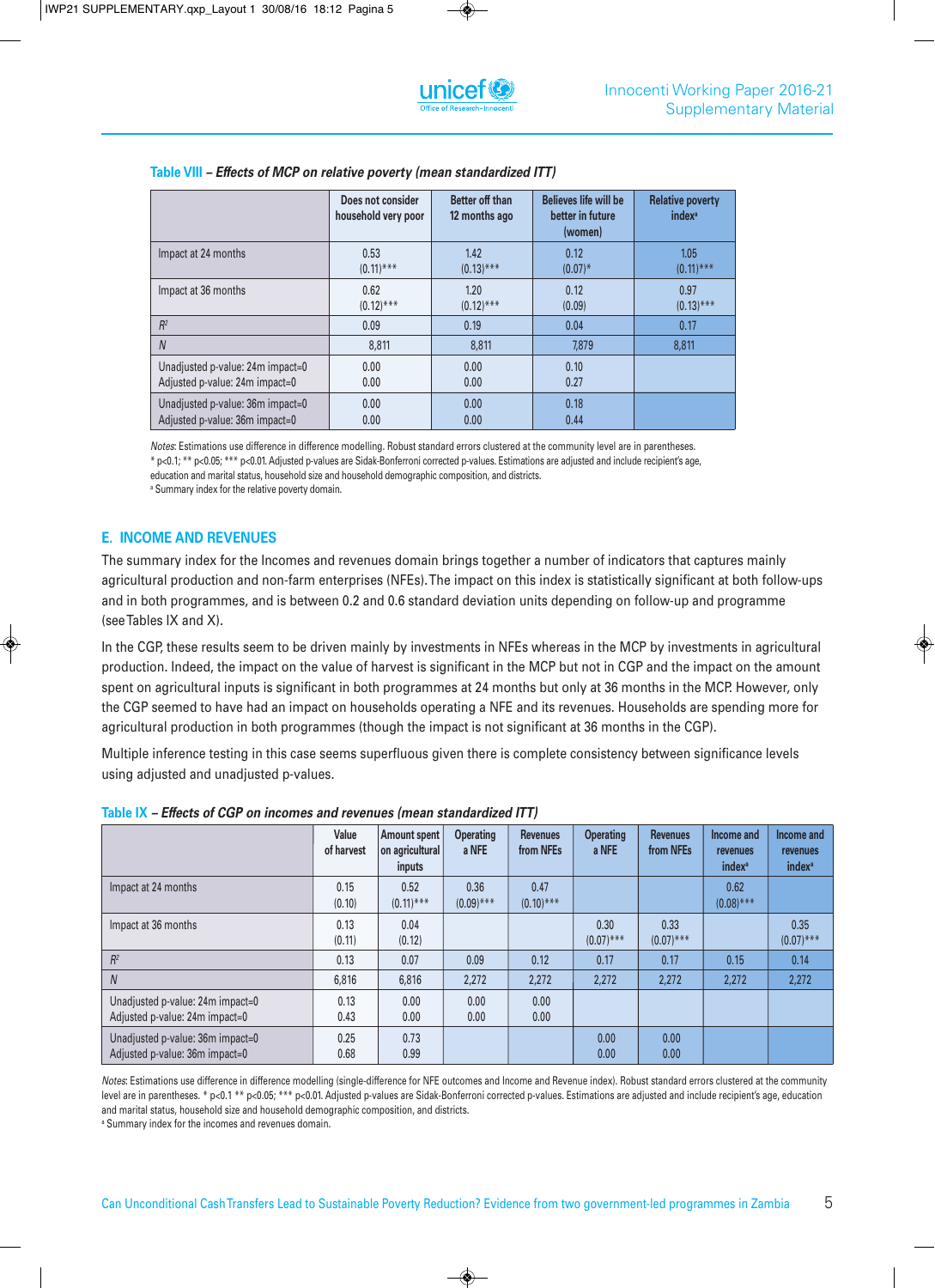**Table VIII – *Effects of MCP on relative poverty (mean standardized ITT)***

| | Does not consider household very poor | Better off than 12 months ago | Believes life will be better in future (women) | Relative poverty index[a] |
|---|---|---|---|---|
| Impact at 24 months | 0.53 (0.11)*** | 1.42 (0.13)*** | 0.12 (0.07)* | 1.05 (0.11)*** |
| Impact at 36 months | 0.62 (0.12)*** | 1.20 (0.12)*** | 0.12 (0.09) | 0.97 (0.13)*** |
| $R^2$ | 0.09 | 0.19 | 0.04 | 0.17 |
| *N* | 8,811 | 8,811 | 7,879 | 8,811 |
| Unadjusted p-value: 24m impact=0<br>Adjusted p-value: 24m impact=0 | 0.00<br>0.00 | 0.00<br>0.00 | 0.10<br>0.27 | |
| Unadjusted p-value: 36m impact=0<br>Adjusted p-value: 36m impact=0 | 0.00<br>0.00 | 0.00<br>0.00 | 0.18<br>0.44 | |

*Notes*: Estimations use difference in difference modelling. Robust standard errors clustered at the community level are in parentheses. * p<0.1; ** p<0.05; *** p<0.01. Adjusted p-values are Sidak-Bonferroni corrected p-values. Estimations are adjusted and include recipient's age, education and marital status, household size and household demographic composition, and districts.
[a] Summary index for the relative poverty domain.

## E. INCOME AND REVENUES

The summary index for the Incomes and revenues domain brings together a number of indicators that captures mainly agricultural production and non-farm enterprises (NFEs). The impact on this index is statistically significant at both follow-ups and in both programmes, and is between 0.2 and 0.6 standard deviation units depending on follow-up and programme (see Tables IX and X).

In the CGP, these results seem to be driven mainly by investments in NFEs whereas in the MCP by investments in agricultural production. Indeed, the impact on the value of harvest is significant in the MCP but not in CGP and the impact on the amount spent on agricultural inputs is significant in both programmes at 24 months but only at 36 months in the MCP. However, only the CGP seemed to have had an impact on households operating a NFE and its revenues. Households are spending more for agricultural production in both programmes (though the impact is not significant at 36 months in the CGP).

Multiple inference testing in this case seems superfluous given there is complete consistency between significance levels using adjusted and unadjusted p-values.

**Table IX – *Effects of CGP on incomes and revenues (mean standardized ITT)***

| | Value of harvest | Amount spent on agricultural inputs | Operating a NFE | Revenues from NFEs | Operating a NFE | Revenues from NFEs | Income and revenues index[a] | Income and revenues index[a] |
|---|---|---|---|---|---|---|---|---|
| Impact at 24 months | 0.15 (0.10) | 0.52 (0.11)*** | 0.36 (0.09)*** | 0.47 (0.10)*** | | | 0.62 (0.08)*** | |
| Impact at 36 months | 0.13 (0.11) | 0.04 (0.12) | | | 0.30 (0.07)*** | 0.33 (0.07)*** | | 0.35 (0.07)*** |
| $R^2$ | 0.13 | 0.07 | 0.09 | 0.12 | 0.17 | 0.17 | 0.15 | 0.14 |
| *N* | 6,816 | 6,816 | 2,272 | 2,272 | 2,272 | 2,272 | 2,272 | 2,272 |
| Unadjusted p-value: 24m impact=0<br>Adjusted p-value: 24m impact=0 | 0.13<br>0.43 | 0.00<br>0.00 | 0.00<br>0.00 | 0.00<br>0.00 | | | | |
| Unadjusted p-value: 36m impact=0<br>Adjusted p-value: 36m impact=0 | 0.25<br>0.68 | 0.73<br>0.99 | | | 0.00<br>0.00 | 0.00<br>0.00 | | |

*Notes*: Estimations use difference in difference modelling (single-difference for NFE outcomes and Income and Revenue index). Robust standard errors clustered at the community level are in parentheses. * p<0.1 ** p<0.05; *** p<0.01. Adjusted p-values are Sidak-Bonferroni corrected p-values. Estimations are adjusted and include recipient's age, education and marital status, household size and household demographic composition, and districts.
[a] Summary index for the incomes and revenues domain.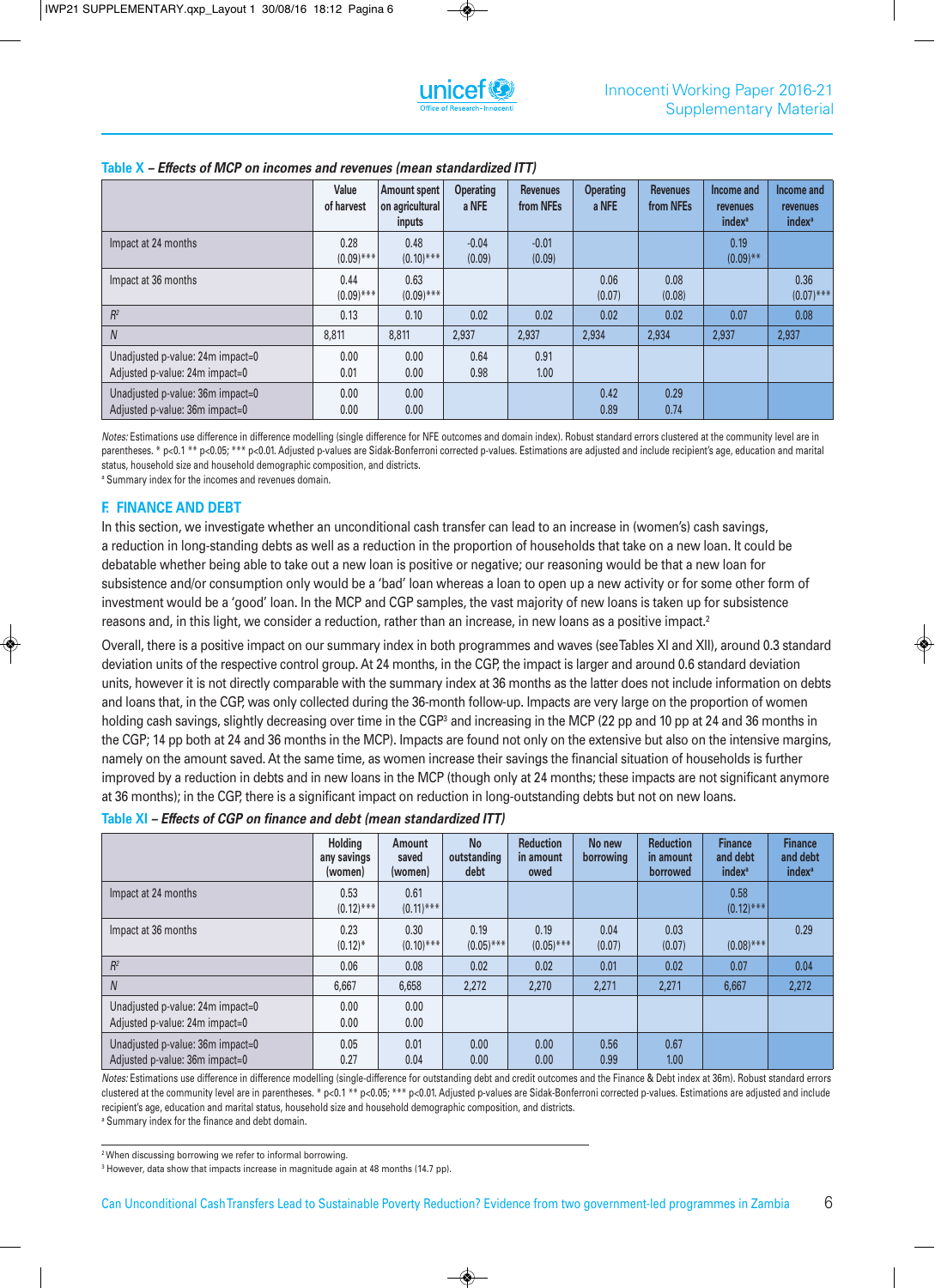**Table X** – *Effects of MCP on incomes and revenues (mean standardized ITT)*

| | Value of harvest | Amount spent on agricultural inputs | Operating a NFE | Revenues from NFEs | Operating a NFE | Revenues from NFEs | Income and revenues index[a] | Income and revenues index[a] |
|---|---|---|---|---|---|---|---|---|
| Impact at 24 months | 0.28 (0.09)*** | 0.48 (0.10)*** | -0.04 (0.09) | -0.01 (0.09) | | | 0.19 (0.09)** | |
| Impact at 36 months | 0.44 (0.09)*** | 0.63 (0.09)*** | | | 0.06 (0.07) | 0.08 (0.08) | | 0.36 (0.07)*** |
| $R^2$ | 0.13 | 0.10 | 0.02 | 0.02 | 0.02 | 0.02 | 0.07 | 0.08 |
| $N$ | 8,811 | 8,811 | 2,937 | 2,937 | 2,934 | 2,934 | 2,937 | 2,937 |
| Unadjusted p-value: 24m impact=0<br>Adjusted p-value: 24m impact=0 | 0.00<br>0.01 | 0.00<br>0.00 | 0.64<br>0.98 | 0.91<br>1.00 | | | | |
| Unadjusted p-value: 36m impact=0<br>Adjusted p-value: 36m impact=0 | 0.00<br>0.00 | 0.00<br>0.00 | | | 0.42<br>0.89 | 0.29<br>0.74 | | |

*Notes:* Estimations use difference in difference modelling (single difference for NFE outcomes and domain index). Robust standard errors clustered at the community level are in parentheses. * p<0.1 ** p<0.05; *** p<0.01. Adjusted p-values are Sidak-Bonferroni corrected p-values. Estimations are adjusted and include recipient's age, education and marital status, household size and household demographic composition, and districts.

[a] Summary index for the incomes and revenues domain.

## F. FINANCE AND DEBT

In this section, we investigate whether an unconditional cash transfer can lead to an increase in (women's) cash savings, a reduction in long-standing debts as well as a reduction in the proportion of households that take on a new loan. It could be debatable whether being able to take out a new loan is positive or negative; our reasoning would be that a new loan for subsistence and/or consumption only would be a 'bad' loan whereas a loan to open up a new activity or for some other form of investment would be a 'good' loan. In the MCP and CGP samples, the vast majority of new loans is taken up for subsistence reasons and, in this light, we consider a reduction, rather than an increase, in new loans as a positive impact.[2]

Overall, there is a positive impact on our summary index in both programmes and waves (see Tables XI and XII), around 0.3 standard deviation units of the respective control group. At 24 months, in the CGP, the impact is larger and around 0.6 standard deviation units, however it is not directly comparable with the summary index at 36 months as the latter does not include information on debts and loans that, in the CGP, was only collected during the 36-month follow-up. Impacts are very large on the proportion of women holding cash savings, slightly decreasing over time in the CGP[3] and increasing in the MCP (22 pp and 10 pp at 24 and 36 months in the CGP; 14 pp both at 24 and 36 months in the MCP). Impacts are found not only on the extensive but also on the intensive margins, namely on the amount saved. At the same time, as women increase their savings the financial situation of households is further improved by a reduction in debts and in new loans in the MCP (though only at 24 months; these impacts are not significant anymore at 36 months); in the CGP, there is a significant impact on reduction in long-outstanding debts but not on new loans.

**Table XI** – *Effects of CGP on finance and debt (mean standardized ITT)*

| | Holding any savings (women) | Amount saved (women) | No outstanding debt | Reduction in amount owed | No new borrowing | Reduction in amount borrowed | Finance and debt index[a] | Finance and debt index[a] |
|---|---|---|---|---|---|---|---|---|
| Impact at 24 months | 0.53 (0.12)*** | 0.61 (0.11)*** | | | | | 0.58 (0.12)*** | |
| Impact at 36 months | 0.23 (0.12)* | 0.30 (0.10)*** | 0.19 (0.05)*** | 0.19 (0.05)*** | 0.04 (0.07) | 0.03 (0.07) | (0.08)*** | 0.29 |
| $R^2$ | 0.06 | 0.08 | 0.02 | 0.02 | 0.01 | 0.02 | 0.07 | 0.04 |
| $N$ | 6,667 | 6,658 | 2,272 | 2,270 | 2,271 | 2,271 | 6,667 | 2,272 |
| Unadjusted p-value: 24m impact=0<br>Adjusted p-value: 24m impact=0 | 0.00<br>0.00 | 0.00<br>0.00 | | | | | | |
| Unadjusted p-value: 36m impact=0<br>Adjusted p-value: 36m impact=0 | 0.05<br>0.27 | 0.01<br>0.04 | 0.00<br>0.00 | 0.00<br>0.00 | 0.56<br>0.99 | 0.67<br>1.00 | | |

*Notes:* Estimations use difference in difference modelling (single-difference for outstanding debt and credit outcomes and the Finance & Debt index at 36m). Robust standard errors clustered at the community level are in parentheses. * p<0.1 ** p<0.05; *** p<0.01. Adjusted p-values are Sidak-Bonferroni corrected p-values. Estimations are adjusted and include recipient's age, education and marital status, household size and household demographic composition, and districts.

[a] Summary index for the finance and debt domain.

---

[2] When discussing borrowing we refer to informal borrowing.

[3] However, data show that impacts increase in magnitude again at 48 months (14.7 pp).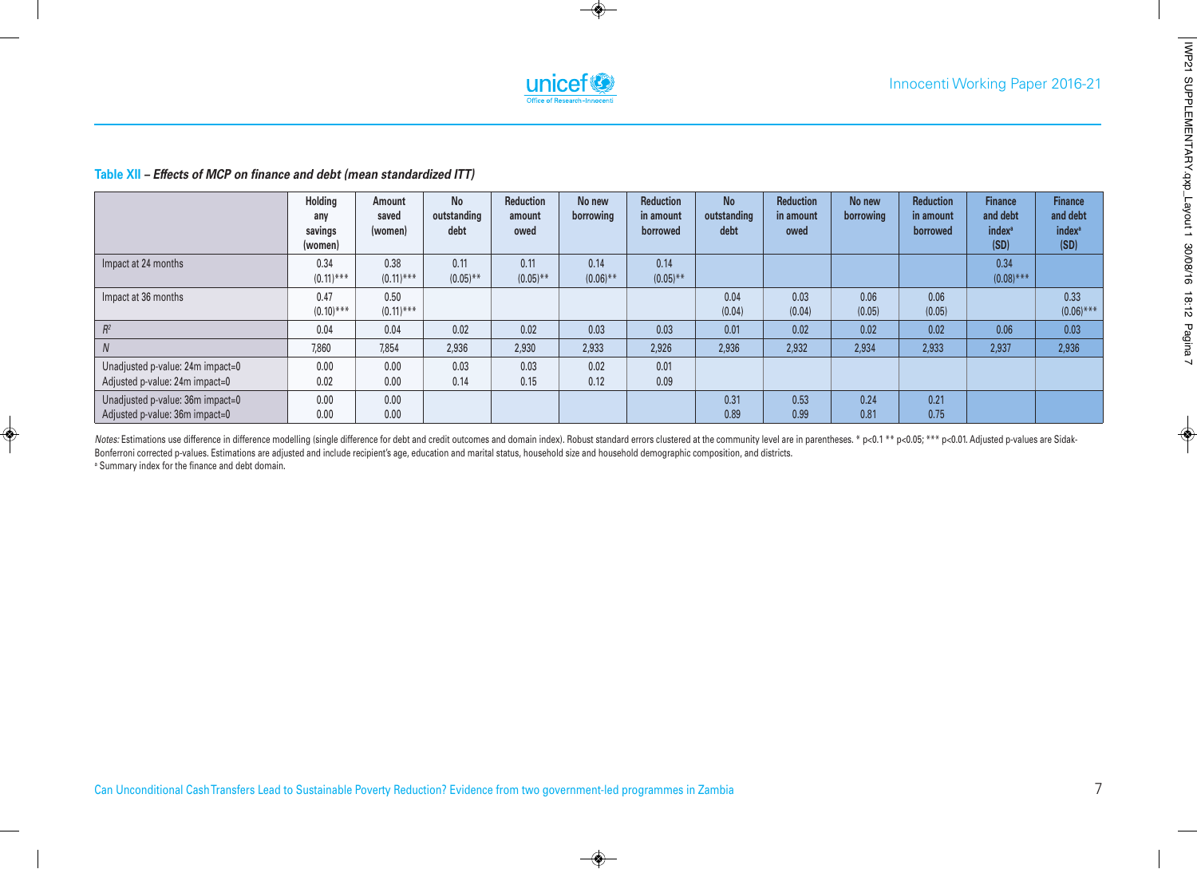**Table XII – *Effects of MCP on finance and debt (mean standardized ITT)***

| | Holding any savings (women) | Amount saved (women) | No outstanding debt | Reduction amount owed | No new borrowing | Reduction in amount borrowed | No outstanding debt | Reduction in amount owed | No new borrowing | Reduction in amount borrowed | Finance and debt index[a] (SD) | Finance and debt index[a] (SD) |
|---|---|---|---|---|---|---|---|---|---|---|---|---|
| Impact at 24 months | 0.34 (0.11)*** | 0.38 (0.11)*** | 0.11 (0.05)** | 0.11 (0.05)** | 0.14 (0.06)** | 0.14 (0.05)** | | | | | 0.34 (0.08)*** | |
| Impact at 36 months | 0.47 (0.10)*** | 0.50 (0.11)*** | | | | | 0.04 (0.04) | 0.03 (0.04) | 0.06 (0.05) | 0.06 (0.05) | | 0.33 (0.06)*** |
| $R^2$ | 0.04 | 0.04 | 0.02 | 0.02 | 0.03 | 0.03 | 0.01 | 0.02 | 0.02 | 0.02 | 0.06 | 0.03 |
| *N* | 7,860 | 7,854 | 2,936 | 2,930 | 2,933 | 2,926 | 2,936 | 2,932 | 2,934 | 2,933 | 2,937 | 2,936 |
| Unadjusted p-value: 24m impact=0<br>Adjusted p-value: 24m impact=0 | 0.00<br>0.02 | 0.00<br>0.00 | 0.03<br>0.14 | 0.03<br>0.15 | 0.02<br>0.12 | 0.01<br>0.09 | | | | | | |
| Unadjusted p-value: 36m impact=0<br>Adjusted p-value: 36m impact=0 | 0.00<br>0.00 | 0.00<br>0.00 | | | | | 0.31<br>0.89 | 0.53<br>0.99 | 0.24<br>0.81 | 0.21<br>0.75 | | |

*Notes:* Estimations use difference in difference modelling (single difference for debt and credit outcomes and domain index). Robust standard errors clustered at the community level are in parentheses. * p<0.1 ** p<0.05; *** p<0.01. Adjusted p-values are Sidak-Bonferroni corrected p-values. Estimations are adjusted and include recipient's age, education and marital status, household size and household demographic composition, and districts.

[a] Summary index for the finance and debt domain.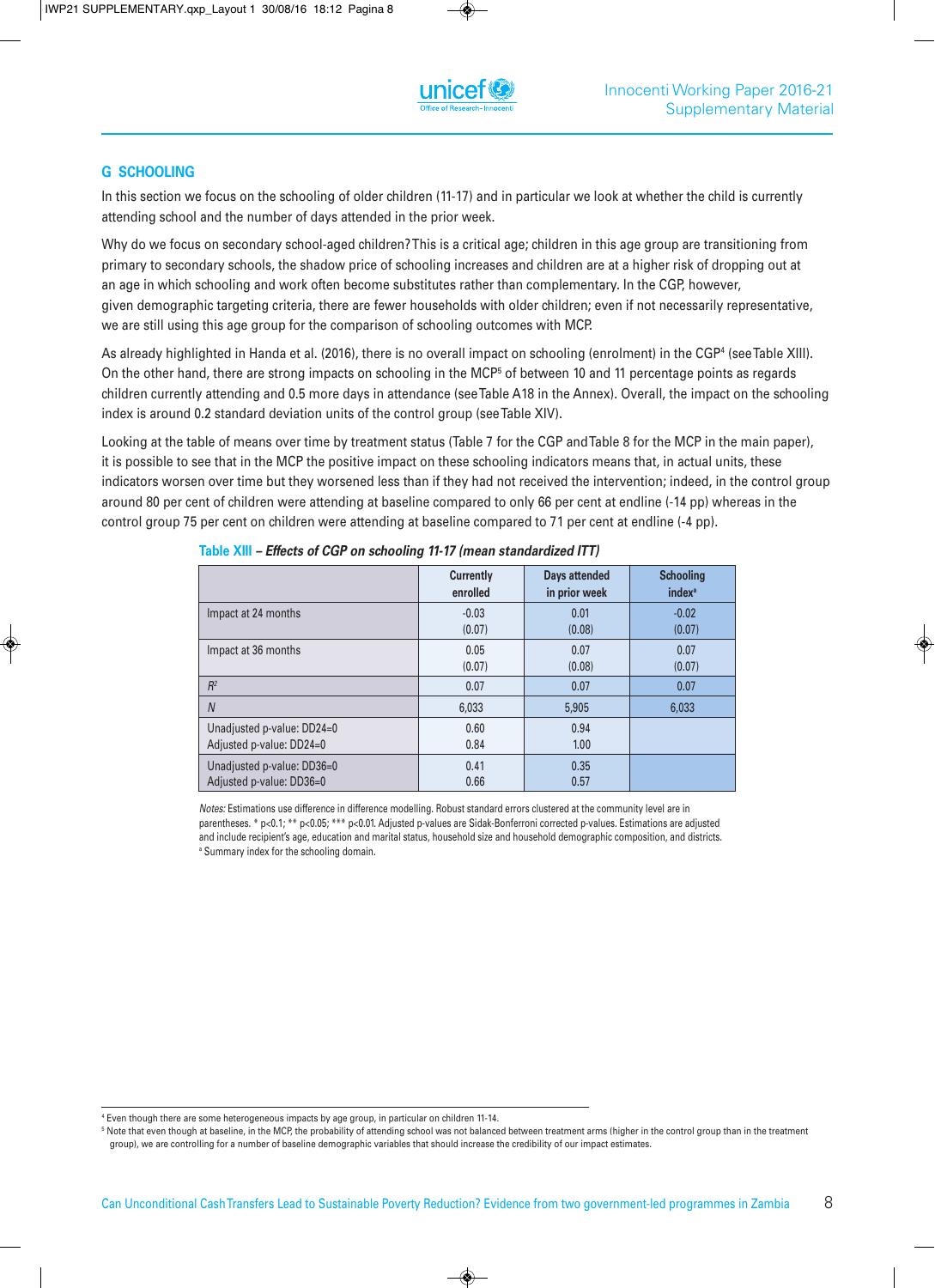## G SCHOOLING

In this section we focus on the schooling of older children (11-17) and in particular we look at whether the child is currently attending school and the number of days attended in the prior week.

Why do we focus on secondary school-aged children? This is a critical age; children in this age group are transitioning from primary to secondary schools, the shadow price of schooling increases and children are at a higher risk of dropping out at an age in which schooling and work often become substitutes rather than complementary. In the CGP, however, given demographic targeting criteria, there are fewer households with older children; even if not necessarily representative, we are still using this age group for the comparison of schooling outcomes with MCP.

As already highlighted in Handa et al. (2016), there is no overall impact on schooling (enrolment) in the CGP[4] (see Table XIII). On the other hand, there are strong impacts on schooling in the MCP[5] of between 10 and 11 percentage points as regards children currently attending and 0.5 more days in attendance (see Table A18 in the Annex). Overall, the impact on the schooling index is around 0.2 standard deviation units of the control group (see Table XIV).

Looking at the table of means over time by treatment status (Table 7 for the CGP and Table 8 for the MCP in the main paper), it is possible to see that in the MCP the positive impact on these schooling indicators means that, in actual units, these indicators worsen over time but they worsened less than if they had not received the intervention; indeed, in the control group around 80 per cent of children were attending at baseline compared to only 66 per cent at endline (-14 pp) whereas in the control group 75 per cent on children were attending at baseline compared to 71 per cent at endline (-4 pp).

**Table XIII** – ***Effects of CGP on schooling 11-17 (mean standardized ITT)***

| | Currently enrolled | Days attended in prior week | Schooling index[a] |
|---|---|---|---|
| Impact at 24 months | -0.03<br>(0.07) | 0.01<br>(0.08) | -0.02<br>(0.07) |
| Impact at 36 months | 0.05<br>(0.07) | 0.07<br>(0.08) | 0.07<br>(0.07) |
| $R^2$ | 0.07 | 0.07 | 0.07 |
| *N* | 6,033 | 5,905 | 6,033 |
| Unadjusted p-value: DD24=0<br>Adjusted p-value: DD24=0 | 0.60<br>0.84 | 0.94<br>1.00 | |
| Unadjusted p-value: DD36=0<br>Adjusted p-value: DD36=0 | 0.41<br>0.66 | 0.35<br>0.57 | |

*Notes:* Estimations use difference in difference modelling. Robust standard errors clustered at the community level are in parentheses. * p<0.1; ** p<0.05; *** p<0.01. Adjusted p-values are Sidak-Bonferroni corrected p-values. Estimations are adjusted and include recipient's age, education and marital status, household size and household demographic composition, and districts.
[a] Summary index for the schooling domain.

[4] Even though there are some heterogeneous impacts by age group, in particular on children 11-14.
[5] Note that even though at baseline, in the MCP, the probability of attending school was not balanced between treatment arms (higher in the control group than in the treatment group), we are controlling for a number of baseline demographic variables that should increase the credibility of our impact estimates.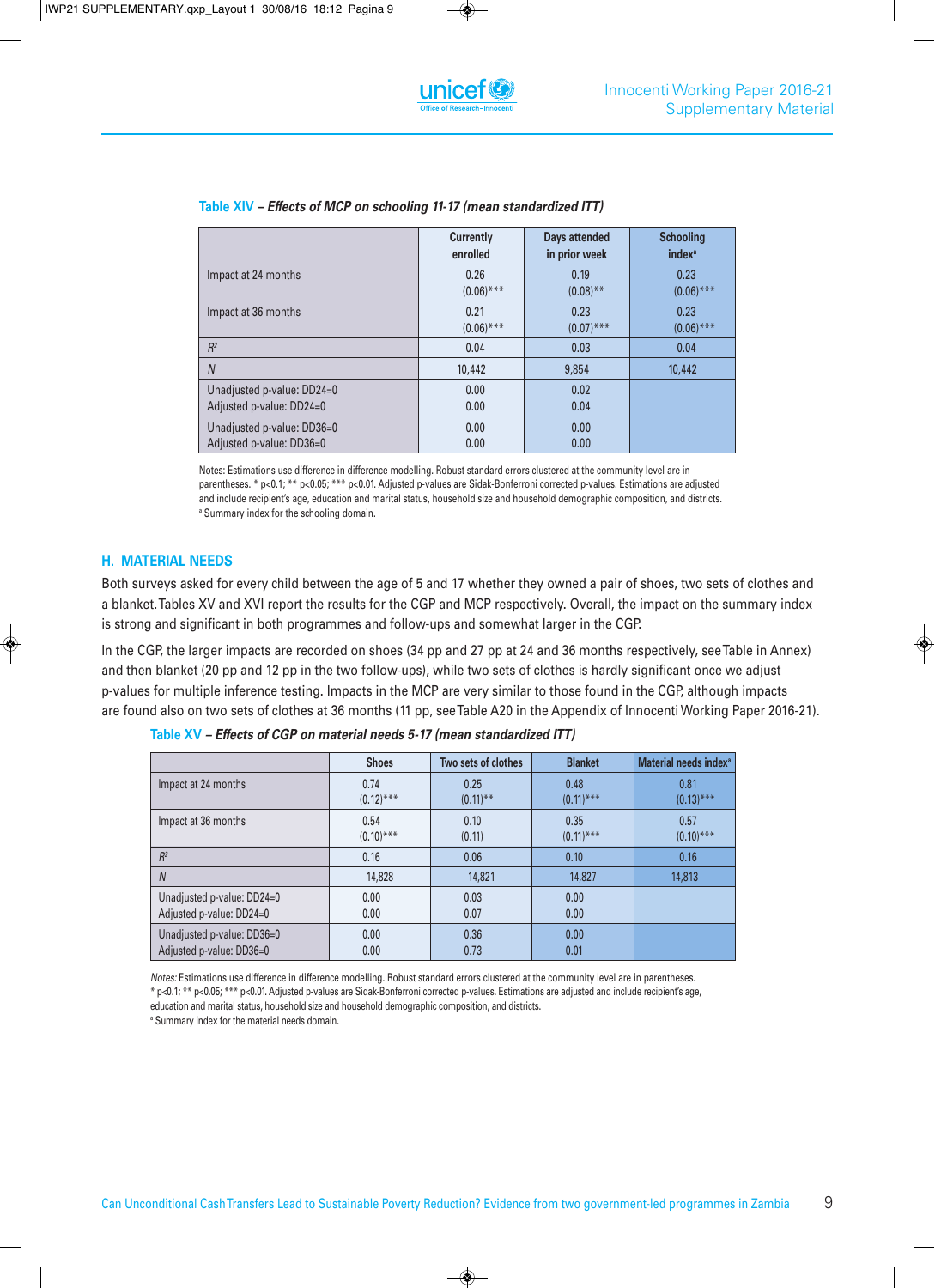**Table XIV** – ***Effects of MCP on schooling 11-17 (mean standardized ITT)***

| | Currently enrolled | Days attended in prior week | Schooling index[a] |
|---|---|---|---|
| Impact at 24 months | 0.26<br>(0.06)*** | 0.19<br>(0.08)** | 0.23<br>(0.06)*** |
| Impact at 36 months | 0.21<br>(0.06)*** | 0.23<br>(0.07)*** | 0.23<br>(0.06)*** |
| $R^2$ | 0.04 | 0.03 | 0.04 |
| *N* | 10,442 | 9,854 | 10,442 |
| Unadjusted p-value: DD24=0<br>Adjusted p-value: DD24=0 | 0.00<br>0.00 | 0.02<br>0.04 | |
| Unadjusted p-value: DD36=0<br>Adjusted p-value: DD36=0 | 0.00<br>0.00 | 0.00<br>0.00 | |

Notes: Estimations use difference in difference modelling. Robust standard errors clustered at the community level are in parentheses. * p<0.1; ** p<0.05; *** p<0.01. Adjusted p-values are Sidak-Bonferroni corrected p-values. Estimations are adjusted and include recipient's age, education and marital status, household size and household demographic composition, and districts.
[a] Summary index for the schooling domain.

## H. MATERIAL NEEDS

Both surveys asked for every child between the age of 5 and 17 whether they owned a pair of shoes, two sets of clothes and a blanket. Tables XV and XVI report the results for the CGP and MCP respectively. Overall, the impact on the summary index is strong and significant in both programmes and follow-ups and somewhat larger in the CGP.

In the CGP, the larger impacts are recorded on shoes (34 pp and 27 pp at 24 and 36 months respectively, see Table in Annex) and then blanket (20 pp and 12 pp in the two follow-ups), while two sets of clothes is hardly significant once we adjust p-values for multiple inference testing. Impacts in the MCP are very similar to those found in the CGP, although impacts are found also on two sets of clothes at 36 months (11 pp, see Table A20 in the Appendix of Innocenti Working Paper 2016-21).

**Table XV** – ***Effects of CGP on material needs 5-17 (mean standardized ITT)***

| | Shoes | Two sets of clothes | Blanket | Material needs index[a] |
|---|---|---|---|---|
| Impact at 24 months | 0.74<br>(0.12)*** | 0.25<br>(0.11)** | 0.48<br>(0.11)*** | 0.81<br>(0.13)*** |
| Impact at 36 months | 0.54<br>(0.10)*** | 0.10<br>(0.11) | 0.35<br>(0.11)*** | 0.57<br>(0.10)*** |
| $R^2$ | 0.16 | 0.06 | 0.10 | 0.16 |
| *N* | 14,828 | 14,821 | 14,827 | 14,813 |
| Unadjusted p-value: DD24=0<br>Adjusted p-value: DD24=0 | 0.00<br>0.00 | 0.03<br>0.07 | 0.00<br>0.00 | |
| Unadjusted p-value: DD36=0<br>Adjusted p-value: DD36=0 | 0.00<br>0.00 | 0.36<br>0.73 | 0.00<br>0.01 | |

*Notes:* Estimations use difference in difference modelling. Robust standard errors clustered at the community level are in parentheses.
* p<0.1; ** p<0.05; *** p<0.01. Adjusted p-values are Sidak-Bonferroni corrected p-values. Estimations are adjusted and include recipient's age, education and marital status, household size and household demographic composition, and districts.
[a] Summary index for the material needs domain.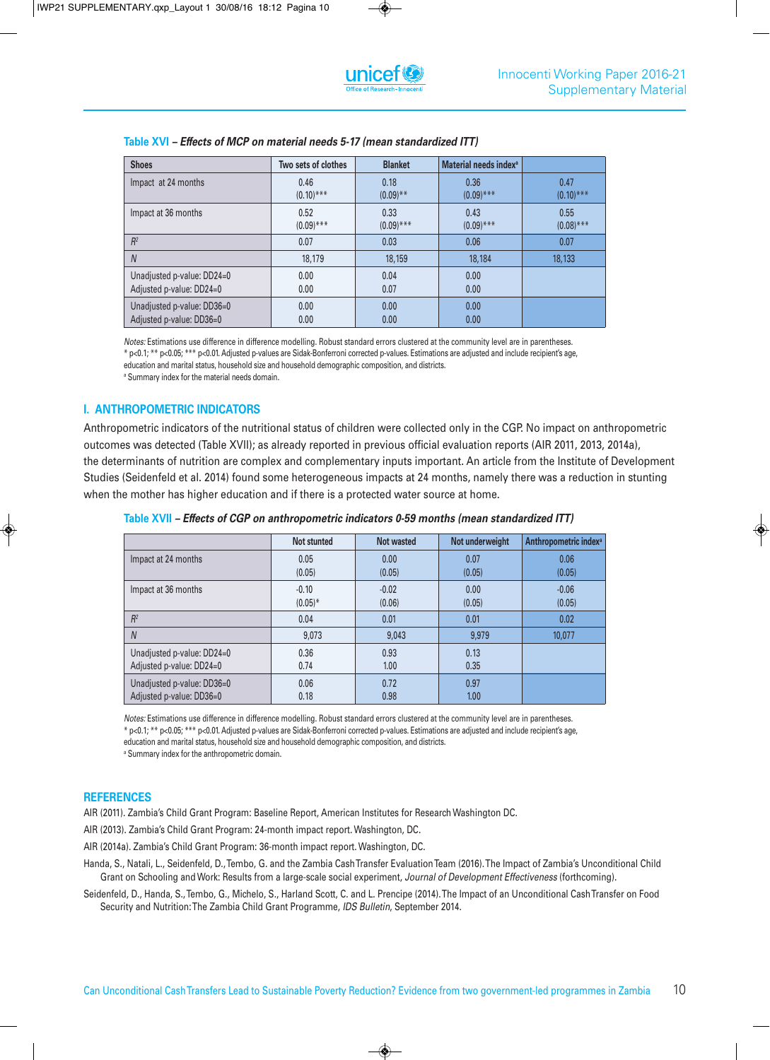**Table XVI** – ***Effects of MCP on material needs 5-17 (mean standardized ITT)***

| Shoes | Two sets of clothes | Blanket | Material needs index[a] | |
|---|---|---|---|---|
| Impact at 24 months | 0.46<br>(0.10)*** | 0.18<br>(0.09)** | 0.36<br>(0.09)*** | 0.47<br>(0.10)*** |
| Impact at 36 months | 0.52<br>(0.09)*** | 0.33<br>(0.09)*** | 0.43<br>(0.09)*** | 0.55<br>(0.08)*** |
| $R^2$ | 0.07 | 0.03 | 0.06 | 0.07 |
| *N* | 18,179 | 18,159 | 18,184 | 18,133 |
| Unadjusted p-value: DD24=0<br>Adjusted p-value: DD24=0 | 0.00<br>0.00 | 0.04<br>0.07 | 0.00<br>0.00 | |
| Unadjusted p-value: DD36=0<br>Adjusted p-value: DD36=0 | 0.00<br>0.00 | 0.00<br>0.00 | 0.00<br>0.00 | |

*Notes:* Estimations use difference in difference modelling. Robust standard errors clustered at the community level are in parentheses.
* p<0.1; ** p<0.05; *** p<0.01. Adjusted p-values are Sidak-Bonferroni corrected p-values. Estimations are adjusted and include recipient's age, education and marital status, household size and household demographic composition, and districts.
[a] Summary index for the material needs domain.

## I. ANTHROPOMETRIC INDICATORS

Anthropometric indicators of the nutritional status of children were collected only in the CGP. No impact on anthropometric outcomes was detected (Table XVII); as already reported in previous official evaluation reports (AIR 2011, 2013, 2014a), the determinants of nutrition are complex and complementary inputs important. An article from the Institute of Development Studies (Seidenfeld et al. 2014) found some heterogeneous impacts at 24 months, namely there was a reduction in stunting when the mother has higher education and if there is a protected water source at home.

**Table XVII** – ***Effects of CGP on anthropometric indicators 0-59 months (mean standardized ITT)***

| | Not stunted | Not wasted | Not underweight | Anthropometric index[a] |
|---|---|---|---|---|
| Impact at 24 months | 0.05<br>(0.05) | 0.00<br>(0.05) | 0.07<br>(0.05) | 0.06<br>(0.05) |
| Impact at 36 months | -0.10<br>(0.05)* | -0.02<br>(0.06) | 0.00<br>(0.05) | -0.06<br>(0.05) |
| $R^2$ | 0.04 | 0.01 | 0.01 | 0.02 |
| *N* | 9,073 | 9,043 | 9,979 | 10,077 |
| Unadjusted p-value: DD24=0<br>Adjusted p-value: DD24=0 | 0.36<br>0.74 | 0.93<br>1.00 | 0.13<br>0.35 | |
| Unadjusted p-value: DD36=0<br>Adjusted p-value: DD36=0 | 0.06<br>0.18 | 0.72<br>0.98 | 0.97<br>1.00 | |

*Notes:* Estimations use difference in difference modelling. Robust standard errors clustered at the community level are in parentheses.
* p<0.1; ** p<0.05; *** p<0.01. Adjusted p-values are Sidak-Bonferroni corrected p-values. Estimations are adjusted and include recipient's age, education and marital status, household size and household demographic composition, and districts.
[a] Summary index for the anthropometric domain.

## REFERENCES

AIR (2011). Zambia's Child Grant Program: Baseline Report, American Institutes for Research Washington DC.

AIR (2013). Zambia's Child Grant Program: 24-month impact report. Washington, DC.

AIR (2014a). Zambia's Child Grant Program: 36-month impact report. Washington, DC.

Handa, S., Natali, L., Seidenfeld, D., Tembo, G. and the Zambia Cash Transfer Evaluation Team (2016). The Impact of Zambia's Unconditional Child Grant on Schooling and Work: Results from a large-scale social experiment, *Journal of Development Effectiveness* (forthcoming).

Seidenfeld, D., Handa, S., Tembo, G., Michelo, S., Harland Scott, C. and L. Prencipe (2014). The Impact of an Unconditional Cash Transfer on Food Security and Nutrition: The Zambia Child Grant Programme, *IDS Bulletin*, September 2014.